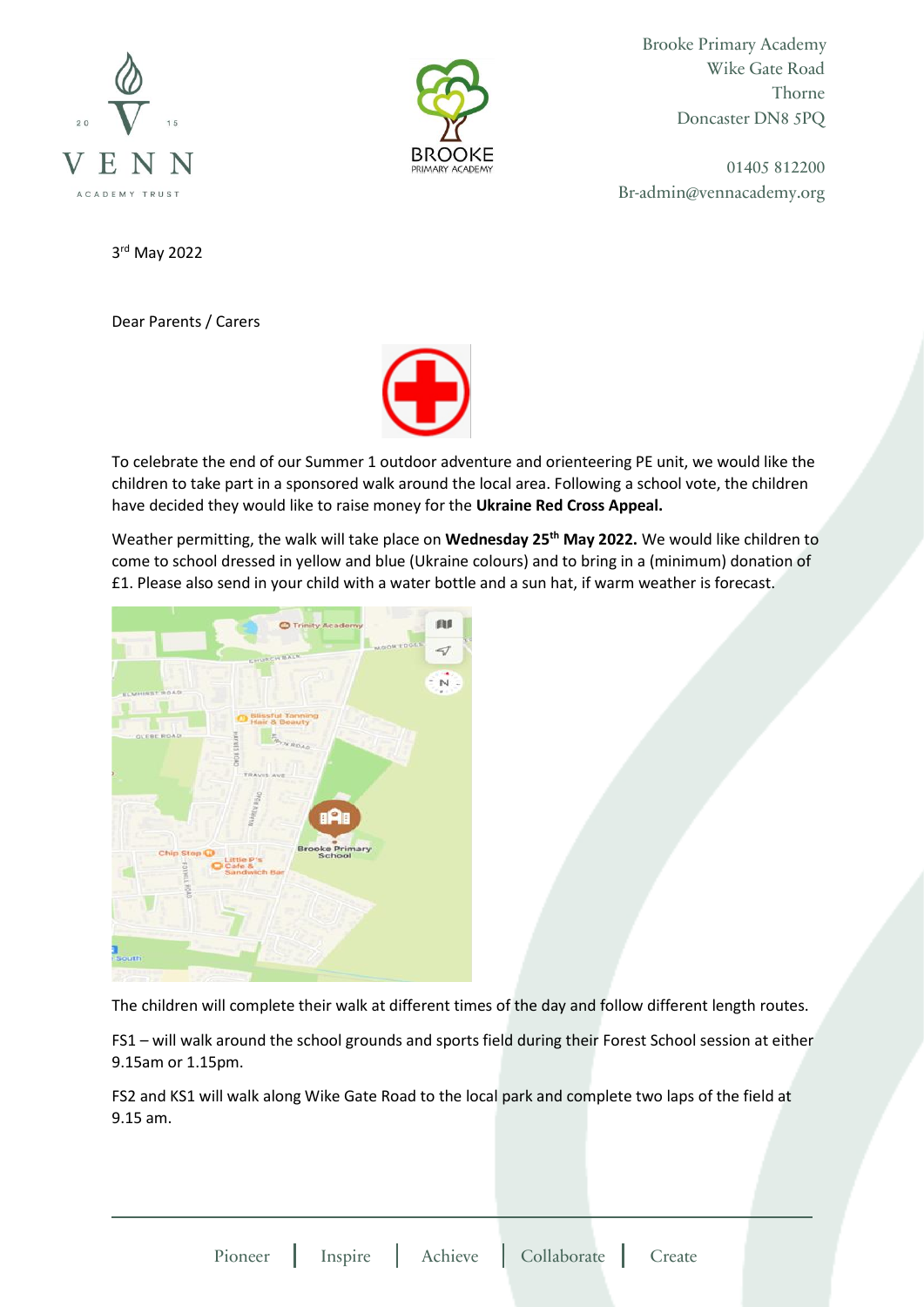Brooke Primary Academy
Wike Gate Road
Thorne
Doncaster DN8 5PQ

01405 812200
Br-admin@vennacademy.org

3rd May 2022

Dear Parents / Carers

To celebrate the end of our Summer 1 outdoor adventure and orienteering PE unit, we would like the children to take part in a sponsored walk around the local area. Following a school vote, the children have decided they would like to raise money for the **Ukraine Red Cross Appeal.**

Weather permitting, the walk will take place on **Wednesday 25th May 2022.** We would like children to come to school dressed in yellow and blue (Ukraine colours) and to bring in a (minimum) donation of £1. Please also send in your child with a water bottle and a sun hat, if warm weather is forecast.

The children will complete their walk at different times of the day and follow different length routes.

FS1 – will walk around the school grounds and sports field during their Forest School session at either 9.15am or 1.15pm.

FS2 and KS1 will walk along Wike Gate Road to the local park and complete two laps of the field at 9.15 am.

Pioneer | Inspire | Achieve | Collaborate | Create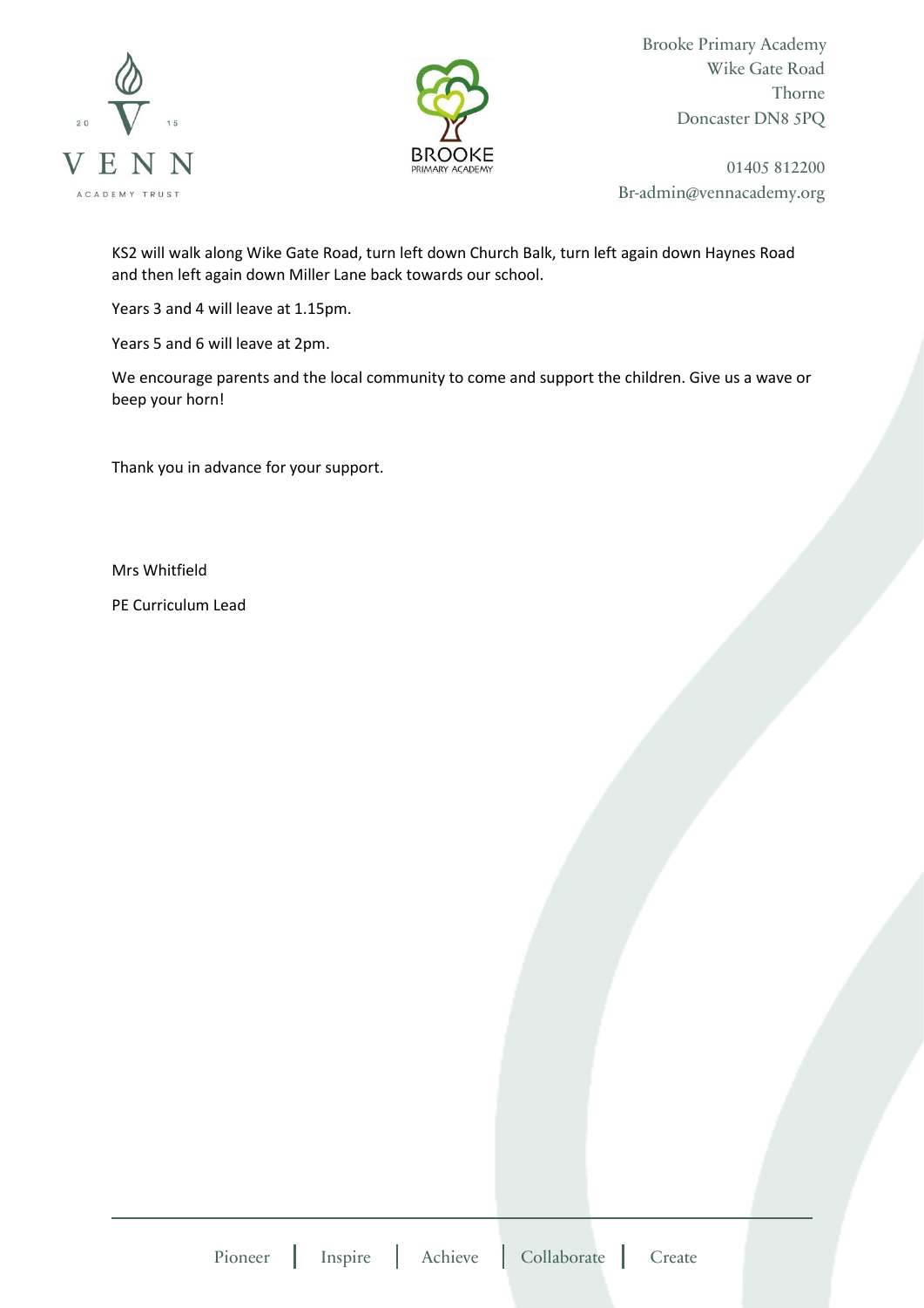Brooke Primary Academy
Wike Gate Road
Thorne
Doncaster DN8 5PQ

01405 812200
Br-admin@vennacademy.org

KS2 will walk along Wike Gate Road, turn left down Church Balk, turn left again down Haynes Road and then left again down Miller Lane back towards our school.

Years 3 and 4 will leave at 1.15pm.

Years 5 and 6 will leave at 2pm.

We encourage parents and the local community to come and support the children. Give us a wave or beep your horn!

Thank you in advance for your support.

Mrs Whitfield

PE Curriculum Lead

Pioneer | Inspire | Achieve | Collaborate | Create